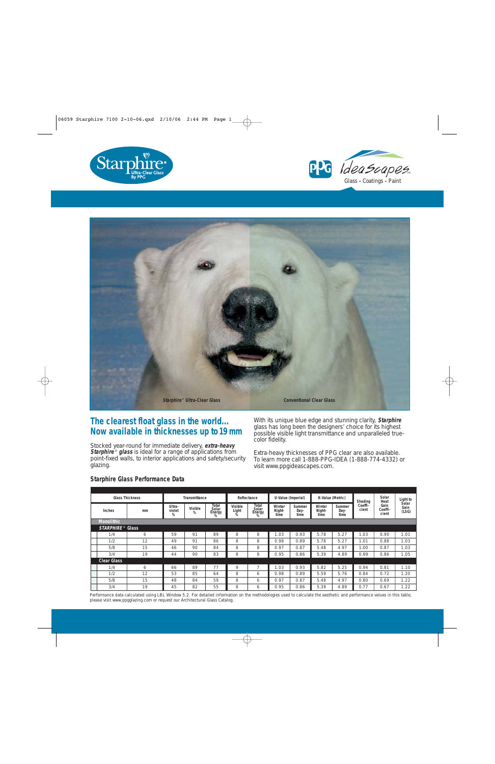Starphire® Ultra-Clear Glass By PPG

PPG IdeaScapes™ Glass • Coatings • Paint

*Starphire®* Ultra-Clear Glass | Conventional Clear Glass

## The clearest float glass in the world… Now available in thicknesses up to 19 mm

Stocked year-round for immediate delivery, ***extra-heavy Starphire® glass*** is ideal for a range of applications from point-fixed walls, to interior applications and safety/security glazing.

With its unique blue edge and stunning clarity, ***Starphire*** glass has long been the designers' choice for its highest possible visible light transmittance and unparalleled true-color fidelity.

Extra-heavy thicknesses of PPG clear are also available. To learn more call 1-888-PPG-IDEA (1-888-774-4332) or visit www.ppgideascapes.com.

### Starphire Glass Performance Data

| Glass Thickness | | Transmittance | | | Reflectance | | U-Value (Imperial) | | K-Value (Metric) | | Shading Coeffi-cient | Solar Heat Gain Coeffi-cient | Light to Solar Gain (LSG) |
|---|---|---|---|---|---|---|---|---|---|---|---|---|---|
| Inches | mm | Ultra-violet % | Visible % | Total Solar Energy % | Visible Light % | Total Solar Energy % | Winter Night-time | Summer Day-time | Winter Night-time | Summer Day-time | | | |
| **Monolithic** | | | | | | | | | | | | | |
| ***STARPHIRE®* Glass** | | | | | | | | | | | | | |
| 1/4 | 6 | 59 | 91 | 89 | 8 | 8 | 1.03 | 0.93 | 5.78 | 5.27 | 1.03 | 0.90 | 1.01 |
| 1/2 | 12 | 49 | 91 | 86 | 8 | 8 | 0.98 | 0.89 | 5.78 | 5.27 | 1.01 | 0.88 | 1.03 |
| 5/8 | 15 | 46 | 90 | 84 | 8 | 8 | 0.97 | 0.87 | 5.48 | 4.97 | 1.00 | 0.87 | 1.03 |
| 3/4 | 19 | 44 | 90 | 83 | 8 | 8 | 0.95 | 0.86 | 5.39 | 4.89 | 0.99 | 0.86 | 1.05 |
| **Clear Glass** | | | | | | | | | | | | | |
| 1/4 | 6 | 66 | 89 | 77 | 9 | 7 | 1.03 | 0.93 | 5.82 | 5.25 | 0.94 | 0.81 | 1.10 |
| 1/2 | 12 | 53 | 85 | 64 | 8 | 6 | 0.98 | 0.89 | 5.59 | 5.76 | 0.84 | 0.72 | 1.20 |
| 5/8 | 15 | 48 | 84 | 59 | 8 | 6 | 0.97 | 0.87 | 5.48 | 4.97 | 0.80 | 0.69 | 1.22 |
| 3/4 | 19 | 45 | 82 | 55 | 8 | 6 | 0.95 | 0.86 | 5.39 | 4.89 | 0.77 | 0.67 | 1.22 |

Performance data calculated using LBL Window 5.2. For detailed information on the methodologies used to calculate the aesthetic and performance values in this table, please visit www.ppgglazing.com or request our Architectural Glass Catalog.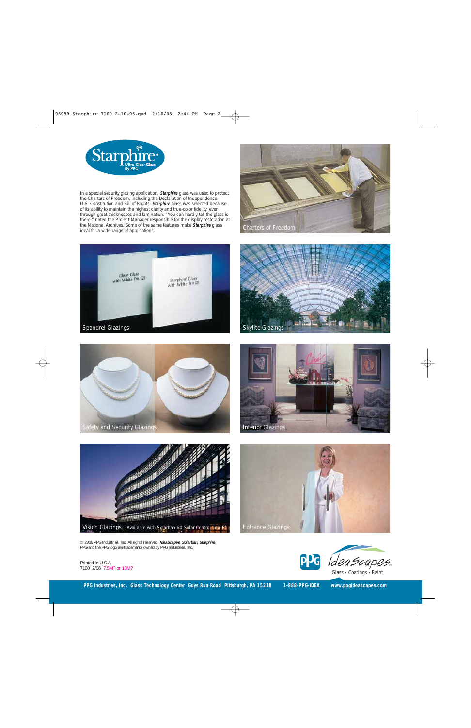Starphire Ultra-Clear Glass By PPG

In a special security glazing application, ***Starphire*** glass was used to protect the Charters of Freedom, including the Declaration of Independence, U.S. Constitution and Bill of Rights. ***Starphire*** glass was selected because of its ability to maintain the highest clarity and true-color fidelity, even through great thicknesses and lamination. "You can hardly tell the glass is there," noted the Project Manager responsible for the display restoration at the National Archives. Some of the same features make ***Starphire*** glass ideal for a wide range of applications.

Charters of Freedom

Spandrel Glazings

Skylite Glazings

Safety and Security Glazings

Interior Glazings

Vision Glazings (Available with Solarban 60 Solar Control Low-E)

Entrance Glazings

© 2006 PPG Industries, Inc. All rights reserved. ***IdeaScapes, Solarban, Starphire,*** PPG and the PPG logo are trademarks owned by PPG Industries, Inc.

Printed in U.S.A.
7100 2/06 7.5M? or 10M?

PPG IdeaScapes Glass • Coatings • Paint

**PPG Industries, Inc. Glass Technology Center Guys Run Road Pittsburgh, PA 15238 1-888-PPG-IDEA www.ppgideascapes.com**